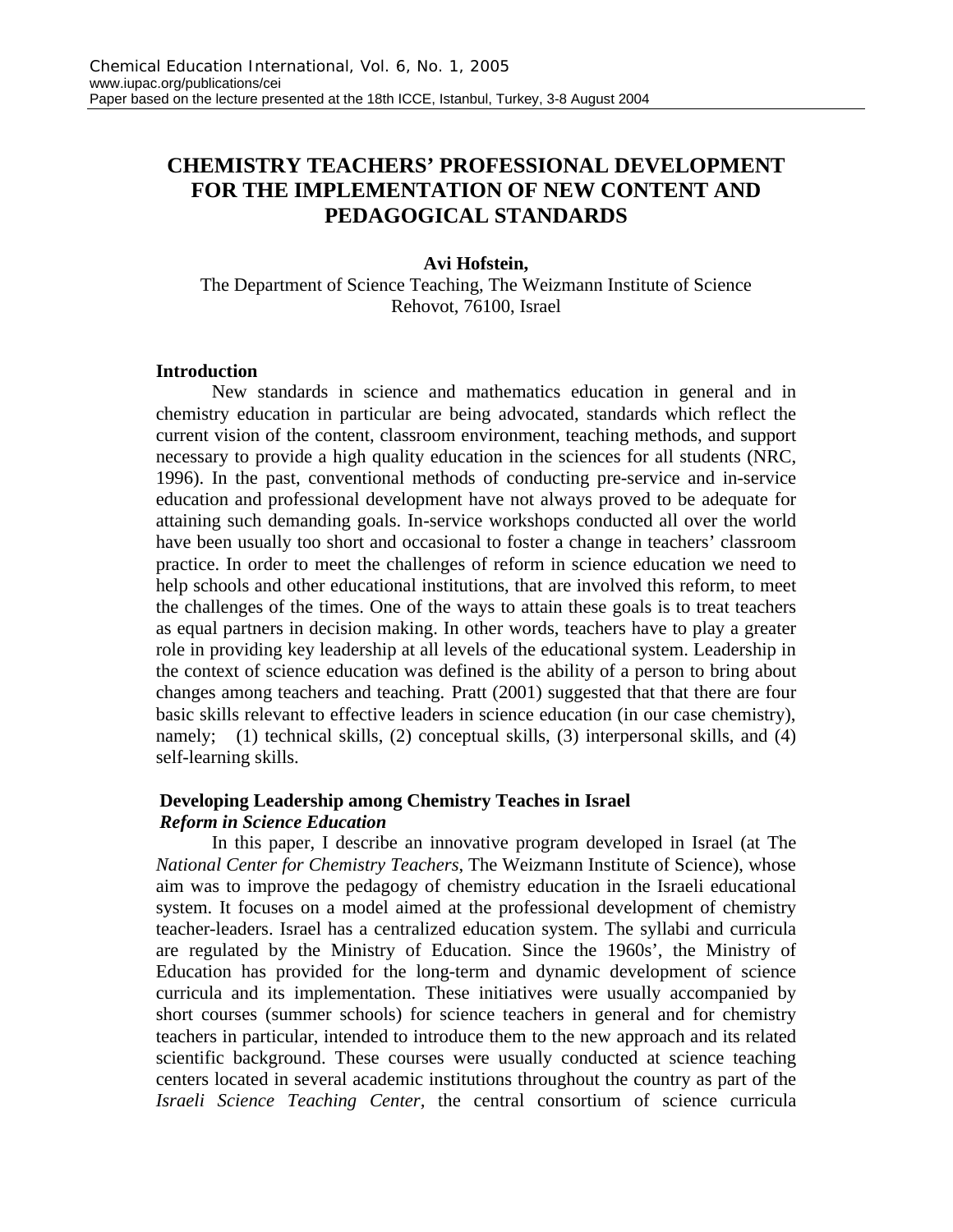# CHEMISTRY TEACHERS' PROFESSIONAL DEVELOPMENT FOR THE IMPLEMENTATION OF NEW CONTENT AND PEDAGOGICAL STANDARDS

**Avi Hofstein,**

The Department of Science Teaching, The Weizmann Institute of Science
Rehovot, 76100, Israel

### Introduction

New standards in science and mathematics education in general and in chemistry education in particular are being advocated, standards which reflect the current vision of the content, classroom environment, teaching methods, and support necessary to provide a high quality education in the sciences for all students (NRC, 1996). In the past, conventional methods of conducting pre-service and in-service education and professional development have not always proved to be adequate for attaining such demanding goals. In-service workshops conducted all over the world have been usually too short and occasional to foster a change in teachers' classroom practice. In order to meet the challenges of reform in science education we need to help schools and other educational institutions, that are involved this reform, to meet the challenges of the times. One of the ways to attain these goals is to treat teachers as equal partners in decision making. In other words, teachers have to play a greater role in providing key leadership at all levels of the educational system. Leadership in the context of science education was defined is the ability of a person to bring about changes among teachers and teaching. Pratt (2001) suggested that that there are four basic skills relevant to effective leaders in science education (in our case chemistry), namely; (1) technical skills, (2) conceptual skills, (3) interpersonal skills, and (4) self-learning skills.

### Developing Leadership among Chemistry Teaches in Israel

#### *Reform in Science Education*

In this paper, I describe an innovative program developed in Israel (at The *National Center for Chemistry Teachers*, The Weizmann Institute of Science), whose aim was to improve the pedagogy of chemistry education in the Israeli educational system. It focuses on a model aimed at the professional development of chemistry teacher-leaders. Israel has a centralized education system. The syllabi and curricula are regulated by the Ministry of Education. Since the 1960s', the Ministry of Education has provided for the long-term and dynamic development of science curricula and its implementation. These initiatives were usually accompanied by short courses (summer schools) for science teachers in general and for chemistry teachers in particular, intended to introduce them to the new approach and its related scientific background. These courses were usually conducted at science teaching centers located in several academic institutions throughout the country as part of the *Israeli Science Teaching Center*, the central consortium of science curricula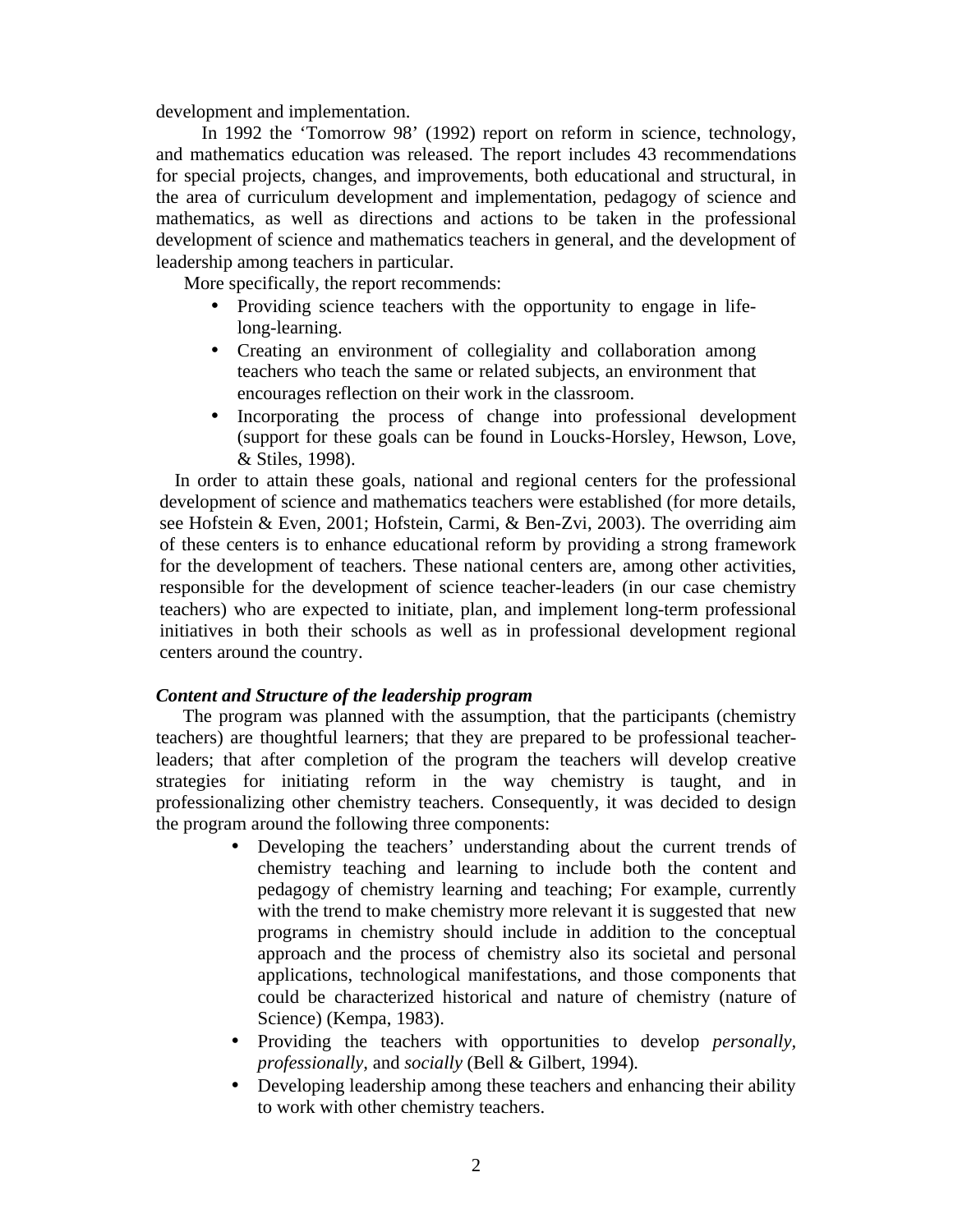development and implementation.

In 1992 the 'Tomorrow 98' (1992) report on reform in science, technology, and mathematics education was released. The report includes 43 recommendations for special projects, changes, and improvements, both educational and structural, in the area of curriculum development and implementation, pedagogy of science and mathematics, as well as directions and actions to be taken in the professional development of science and mathematics teachers in general, and the development of leadership among teachers in particular.

More specifically, the report recommends:

- Providing science teachers with the opportunity to engage in life-long-learning.
- Creating an environment of collegiality and collaboration among teachers who teach the same or related subjects, an environment that encourages reflection on their work in the classroom.
- Incorporating the process of change into professional development (support for these goals can be found in Loucks-Horsley, Hewson, Love, & Stiles, 1998).

In order to attain these goals, national and regional centers for the professional development of science and mathematics teachers were established (for more details, see Hofstein & Even, 2001; Hofstein, Carmi, & Ben-Zvi, 2003). The overriding aim of these centers is to enhance educational reform by providing a strong framework for the development of teachers. These national centers are, among other activities, responsible for the development of science teacher-leaders (in our case chemistry teachers) who are expected to initiate, plan, and implement long-term professional initiatives in both their schools as well as in professional development regional centers around the country.

### *Content and Structure of the leadership program*

The program was planned with the assumption, that the participants (chemistry teachers) are thoughtful learners; that they are prepared to be professional teacher-leaders; that after completion of the program the teachers will develop creative strategies for initiating reform in the way chemistry is taught, and in professionalizing other chemistry teachers. Consequently, it was decided to design the program around the following three components:

- Developing the teachers' understanding about the current trends of chemistry teaching and learning to include both the content and pedagogy of chemistry learning and teaching; For example, currently with the trend to make chemistry more relevant it is suggested that new programs in chemistry should include in addition to the conceptual approach and the process of chemistry also its societal and personal applications, technological manifestations, and those components that could be characterized historical and nature of chemistry (nature of Science) (Kempa, 1983).
- Providing the teachers with opportunities to develop *personally*, *professionally*, and *socially* (Bell & Gilbert, 1994).
- Developing leadership among these teachers and enhancing their ability to work with other chemistry teachers.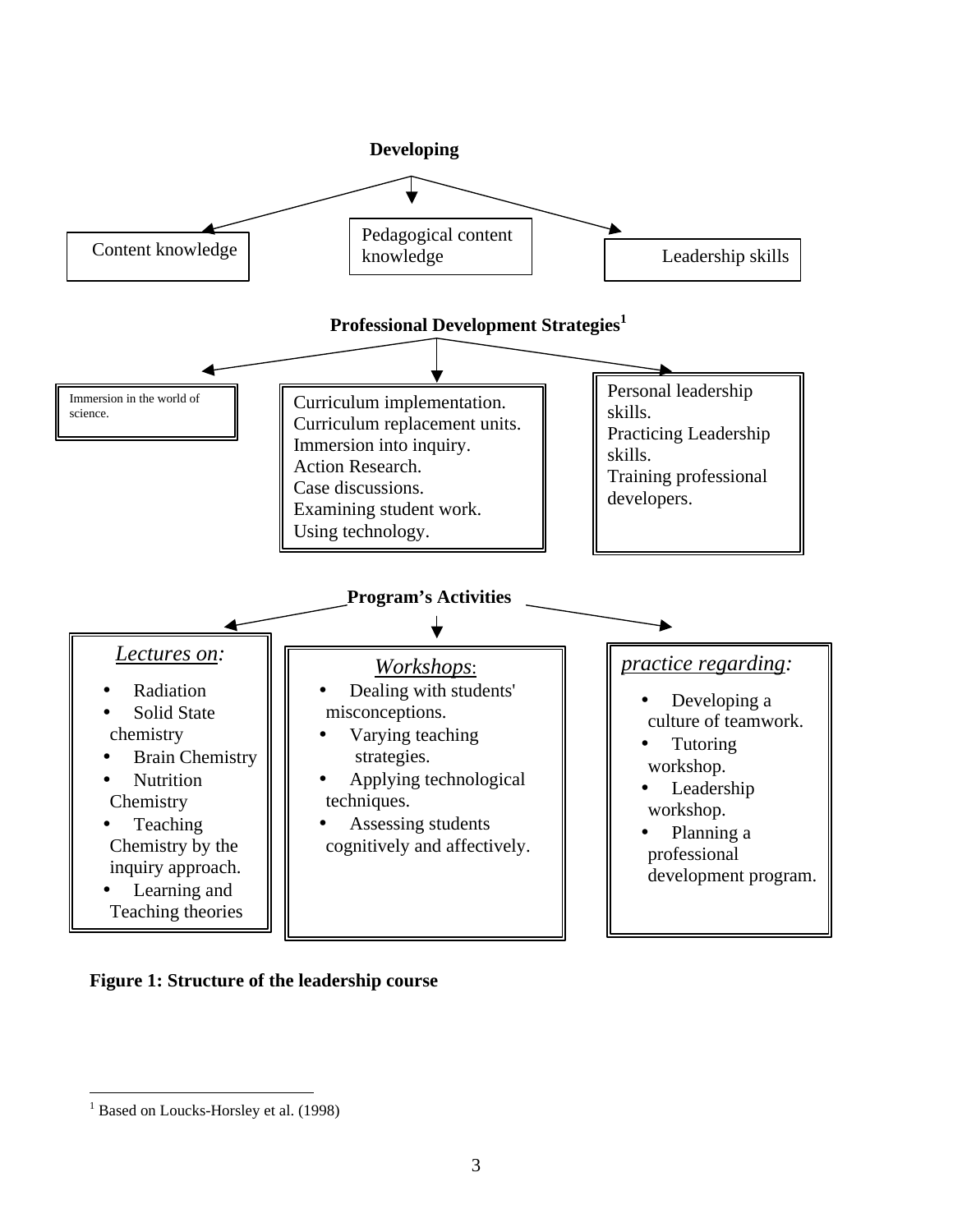**Developing**

- Content knowledge
- Pedagogical content knowledge
- Leadership skills

**Professional Development Strategies[1]**

- Immersion in the world of science.
- Curriculum implementation. Curriculum replacement units. Immersion into inquiry. Action Research. Case discussions. Examining student work. Using technology.
- Personal leadership skills. Practicing Leadership skills. Training professional developers.

**Program's Activities**

*Lectures on:*

- Radiation
- Solid State chemistry
- Brain Chemistry
- Nutrition Chemistry
- Teaching Chemistry by the inquiry approach.
- Learning and Teaching theories

*Workshops:*

- Dealing with students' misconceptions.
- Varying teaching strategies.
- Applying technological techniques.
- Assessing students cognitively and affectively.

*practice regarding:*

- Developing a culture of teamwork.
- Tutoring workshop.
- Leadership workshop.
- Planning a professional development program.

**Figure 1: Structure of the leadership course**

[1] Based on Loucks-Horsley et al. (1998)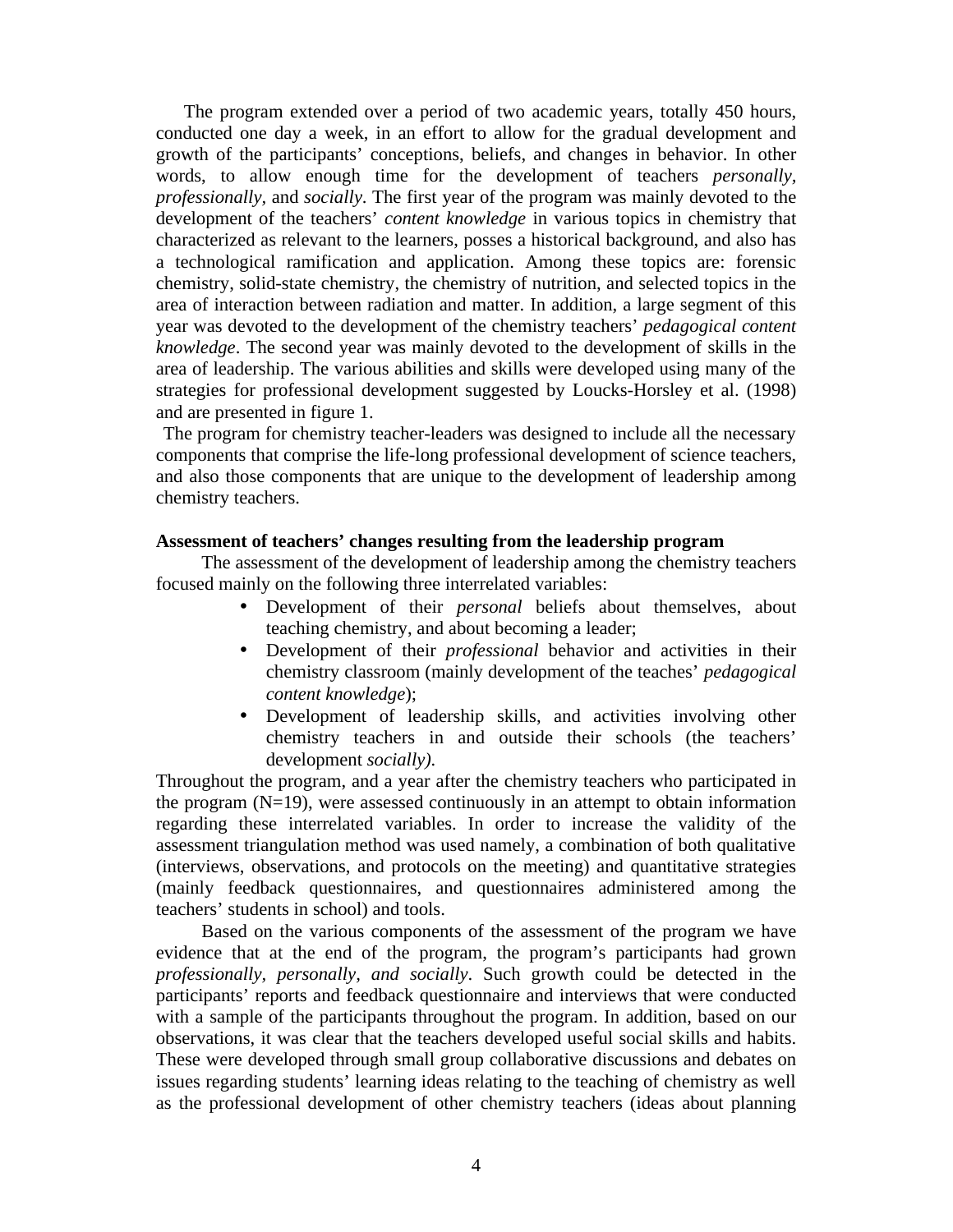The program extended over a period of two academic years, totally 450 hours, conducted one day a week, in an effort to allow for the gradual development and growth of the participants' conceptions, beliefs, and changes in behavior. In other words, to allow enough time for the development of teachers *personally, professionally,* and *socially*. The first year of the program was mainly devoted to the development of the teachers' *content knowledge* in various topics in chemistry that characterized as relevant to the learners, posses a historical background, and also has a technological ramification and application. Among these topics are: forensic chemistry, solid-state chemistry, the chemistry of nutrition, and selected topics in the area of interaction between radiation and matter. In addition, a large segment of this year was devoted to the development of the chemistry teachers' *pedagogical content knowledge*. The second year was mainly devoted to the development of skills in the area of leadership. The various abilities and skills were developed using many of the strategies for professional development suggested by Loucks-Horsley et al. (1998) and are presented in figure 1.

The program for chemistry teacher-leaders was designed to include all the necessary components that comprise the life-long professional development of science teachers, and also those components that are unique to the development of leadership among chemistry teachers.

**Assessment of teachers' changes resulting from the leadership program**

The assessment of the development of leadership among the chemistry teachers focused mainly on the following three interrelated variables:

- Development of their *personal* beliefs about themselves, about teaching chemistry, and about becoming a leader;
- Development of their *professional* behavior and activities in their chemistry classroom (mainly development of the teaches' *pedagogical content knowledge*);
- Development of leadership skills, and activities involving other chemistry teachers in and outside their schools (the teachers' development *socially).*

Throughout the program, and a year after the chemistry teachers who participated in the program (N=19), were assessed continuously in an attempt to obtain information regarding these interrelated variables. In order to increase the validity of the assessment triangulation method was used namely, a combination of both qualitative (interviews, observations, and protocols on the meeting) and quantitative strategies (mainly feedback questionnaires, and questionnaires administered among the teachers' students in school) and tools.

Based on the various components of the assessment of the program we have evidence that at the end of the program, the program's participants had grown *professionally, personally, and socially*. Such growth could be detected in the participants' reports and feedback questionnaire and interviews that were conducted with a sample of the participants throughout the program. In addition, based on our observations, it was clear that the teachers developed useful social skills and habits. These were developed through small group collaborative discussions and debates on issues regarding students' learning ideas relating to the teaching of chemistry as well as the professional development of other chemistry teachers (ideas about planning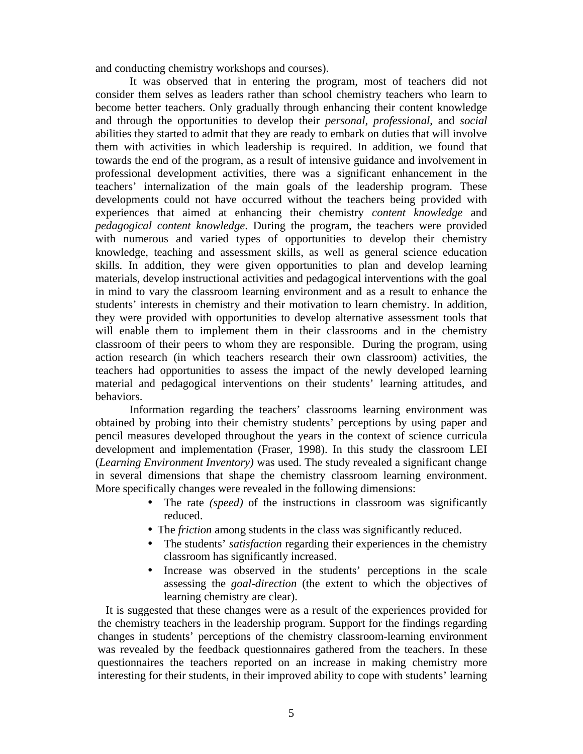and conducting chemistry workshops and courses).

It was observed that in entering the program, most of teachers did not consider them selves as leaders rather than school chemistry teachers who learn to become better teachers. Only gradually through enhancing their content knowledge and through the opportunities to develop their *personal*, *professional*, and *social* abilities they started to admit that they are ready to embark on duties that will involve them with activities in which leadership is required. In addition, we found that towards the end of the program, as a result of intensive guidance and involvement in professional development activities, there was a significant enhancement in the teachers' internalization of the main goals of the leadership program. These developments could not have occurred without the teachers being provided with experiences that aimed at enhancing their chemistry *content knowledge* and *pedagogical content knowledge*. During the program, the teachers were provided with numerous and varied types of opportunities to develop their chemistry knowledge, teaching and assessment skills, as well as general science education skills. In addition, they were given opportunities to plan and develop learning materials, develop instructional activities and pedagogical interventions with the goal in mind to vary the classroom learning environment and as a result to enhance the students' interests in chemistry and their motivation to learn chemistry. In addition, they were provided with opportunities to develop alternative assessment tools that will enable them to implement them in their classrooms and in the chemistry classroom of their peers to whom they are responsible. During the program, using action research (in which teachers research their own classroom) activities, the teachers had opportunities to assess the impact of the newly developed learning material and pedagogical interventions on their students' learning attitudes, and behaviors.

Information regarding the teachers' classrooms learning environment was obtained by probing into their chemistry students' perceptions by using paper and pencil measures developed throughout the years in the context of science curricula development and implementation (Fraser, 1998). In this study the classroom LEI (*Learning Environment Inventory)* was used. The study revealed a significant change in several dimensions that shape the chemistry classroom learning environment. More specifically changes were revealed in the following dimensions:

- The rate *(speed)* of the instructions in classroom was significantly reduced.
- The *friction* among students in the class was significantly reduced.
- The students' *satisfaction* regarding their experiences in the chemistry classroom has significantly increased.
- Increase was observed in the students' perceptions in the scale assessing the *goal-direction* (the extent to which the objectives of learning chemistry are clear).

It is suggested that these changes were as a result of the experiences provided for the chemistry teachers in the leadership program. Support for the findings regarding changes in students' perceptions of the chemistry classroom-learning environment was revealed by the feedback questionnaires gathered from the teachers. In these questionnaires the teachers reported on an increase in making chemistry more interesting for their students, in their improved ability to cope with students' learning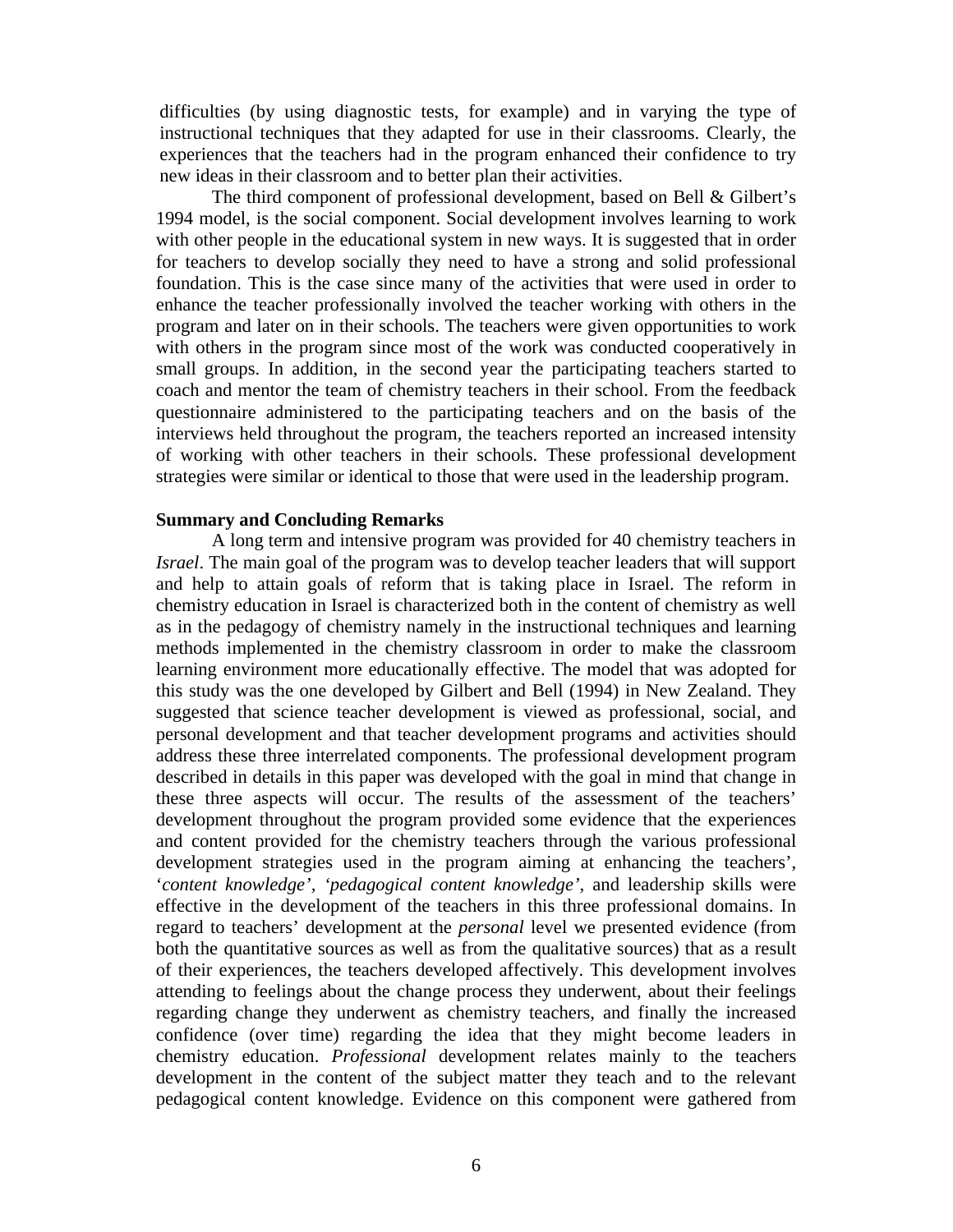difficulties (by using diagnostic tests, for example) and in varying the type of instructional techniques that they adapted for use in their classrooms. Clearly, the experiences that the teachers had in the program enhanced their confidence to try new ideas in their classroom and to better plan their activities.

The third component of professional development, based on Bell & Gilbert's 1994 model, is the social component. Social development involves learning to work with other people in the educational system in new ways. It is suggested that in order for teachers to develop socially they need to have a strong and solid professional foundation. This is the case since many of the activities that were used in order to enhance the teacher professionally involved the teacher working with others in the program and later on in their schools. The teachers were given opportunities to work with others in the program since most of the work was conducted cooperatively in small groups. In addition, in the second year the participating teachers started to coach and mentor the team of chemistry teachers in their school. From the feedback questionnaire administered to the participating teachers and on the basis of the interviews held throughout the program, the teachers reported an increased intensity of working with other teachers in their schools. These professional development strategies were similar or identical to those that were used in the leadership program.

**Summary and Concluding Remarks**

A long term and intensive program was provided for 40 chemistry teachers in *Israel*. The main goal of the program was to develop teacher leaders that will support and help to attain goals of reform that is taking place in Israel. The reform in chemistry education in Israel is characterized both in the content of chemistry as well as in the pedagogy of chemistry namely in the instructional techniques and learning methods implemented in the chemistry classroom in order to make the classroom learning environment more educationally effective. The model that was adopted for this study was the one developed by Gilbert and Bell (1994) in New Zealand. They suggested that science teacher development is viewed as professional, social, and personal development and that teacher development programs and activities should address these three interrelated components. The professional development program described in details in this paper was developed with the goal in mind that change in these three aspects will occur. The results of the assessment of the teachers' development throughout the program provided some evidence that the experiences and content provided for the chemistry teachers through the various professional development strategies used in the program aiming at enhancing the teachers', '*content knowledge', 'pedagogical content knowledge'*, and leadership skills were effective in the development of the teachers in this three professional domains. In regard to teachers' development at the *personal* level we presented evidence (from both the quantitative sources as well as from the qualitative sources) that as a result of their experiences, the teachers developed affectively. This development involves attending to feelings about the change process they underwent, about their feelings regarding change they underwent as chemistry teachers, and finally the increased confidence (over time) regarding the idea that they might become leaders in chemistry education. *Professional* development relates mainly to the teachers development in the content of the subject matter they teach and to the relevant pedagogical content knowledge. Evidence on this component were gathered from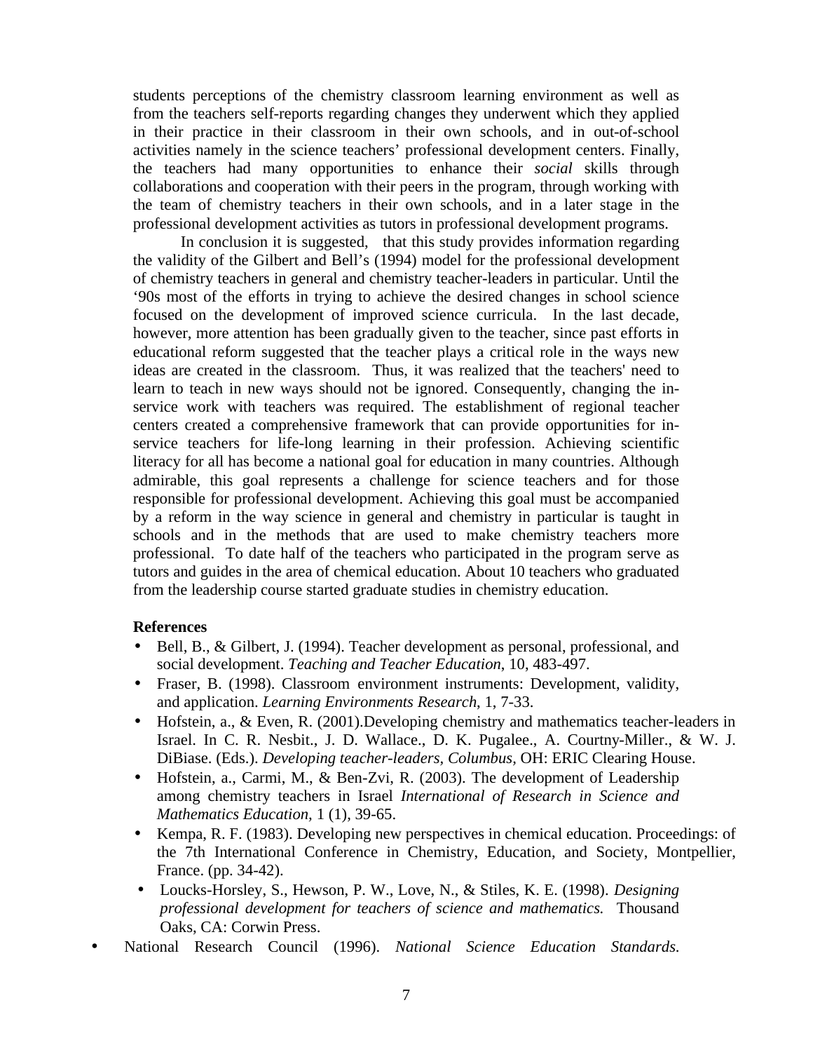students perceptions of the chemistry classroom learning environment as well as from the teachers self-reports regarding changes they underwent which they applied in their practice in their classroom in their own schools, and in out-of-school activities namely in the science teachers' professional development centers. Finally, the teachers had many opportunities to enhance their *social* skills through collaborations and cooperation with their peers in the program, through working with the team of chemistry teachers in their own schools, and in a later stage in the professional development activities as tutors in professional development programs.

In conclusion it is suggested, that this study provides information regarding the validity of the Gilbert and Bell's (1994) model for the professional development of chemistry teachers in general and chemistry teacher-leaders in particular. Until the '90s most of the efforts in trying to achieve the desired changes in school science focused on the development of improved science curricula. In the last decade, however, more attention has been gradually given to the teacher, since past efforts in educational reform suggested that the teacher plays a critical role in the ways new ideas are created in the classroom. Thus, it was realized that the teachers' need to learn to teach in new ways should not be ignored. Consequently, changing the in-service work with teachers was required. The establishment of regional teacher centers created a comprehensive framework that can provide opportunities for in-service teachers for life-long learning in their profession. Achieving scientific literacy for all has become a national goal for education in many countries. Although admirable, this goal represents a challenge for science teachers and for those responsible for professional development. Achieving this goal must be accompanied by a reform in the way science in general and chemistry in particular is taught in schools and in the methods that are used to make chemistry teachers more professional. To date half of the teachers who participated in the program serve as tutors and guides in the area of chemical education. About 10 teachers who graduated from the leadership course started graduate studies in chemistry education.

**References**

- Bell, B., & Gilbert, J. (1994). Teacher development as personal, professional, and social development. *Teaching and Teacher Education*, 10, 483-497.
- Fraser, B. (1998). Classroom environment instruments: Development, validity, and application. *Learning Environments Research*, 1, 7-33.
- Hofstein, a., & Even, R. (2001).Developing chemistry and mathematics teacher-leaders in Israel. In C. R. Nesbit., J. D. Wallace., D. K. Pugalee., A. Courtny-Miller., & W. J. DiBiase. (Eds.). *Developing teacher-leaders, Columbus,* OH: ERIC Clearing House.
- Hofstein, a., Carmi, M., & Ben-Zvi, R. (2003). The development of Leadership among chemistry teachers in Israel *International of Research in Science and Mathematics Education,* 1 (1), 39-65.
- Kempa, R. F. (1983). Developing new perspectives in chemical education. Proceedings: of the 7th International Conference in Chemistry, Education, and Society, Montpellier, France. (pp. 34-42).
- Loucks-Horsley, S., Hewson, P. W., Love, N., & Stiles, K. E. (1998). *Designing professional development for teachers of science and mathematics.* Thousand Oaks, CA: Corwin Press.
- National Research Council (1996). *National Science Education Standards.*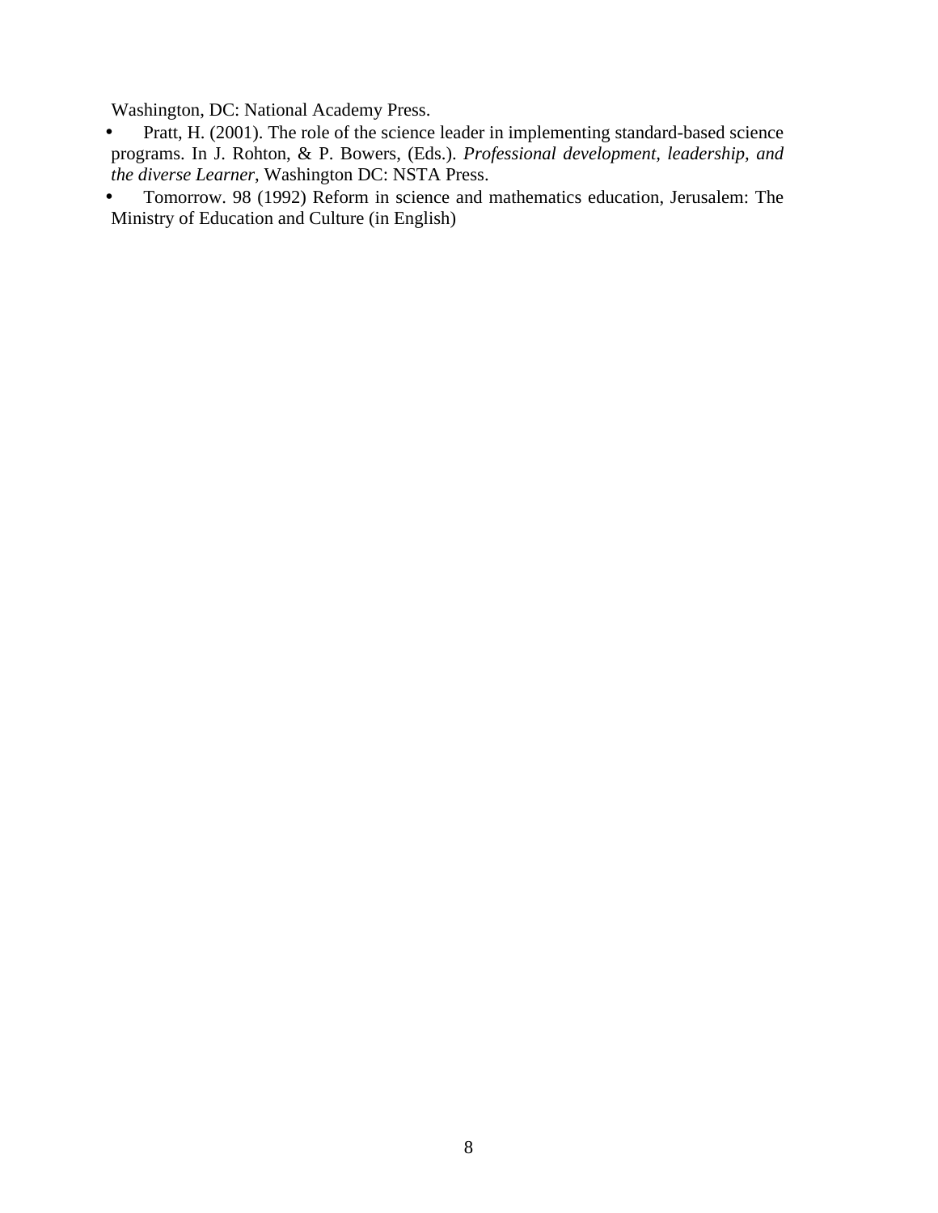Washington, DC: National Academy Press.

- Pratt, H. (2001). The role of the science leader in implementing standard-based science programs. In J. Rohton, & P. Bowers, (Eds.). *Professional development, leadership, and the diverse Learner*, Washington DC: NSTA Press.
- Tomorrow. 98 (1992) Reform in science and mathematics education, Jerusalem: The Ministry of Education and Culture (in English)